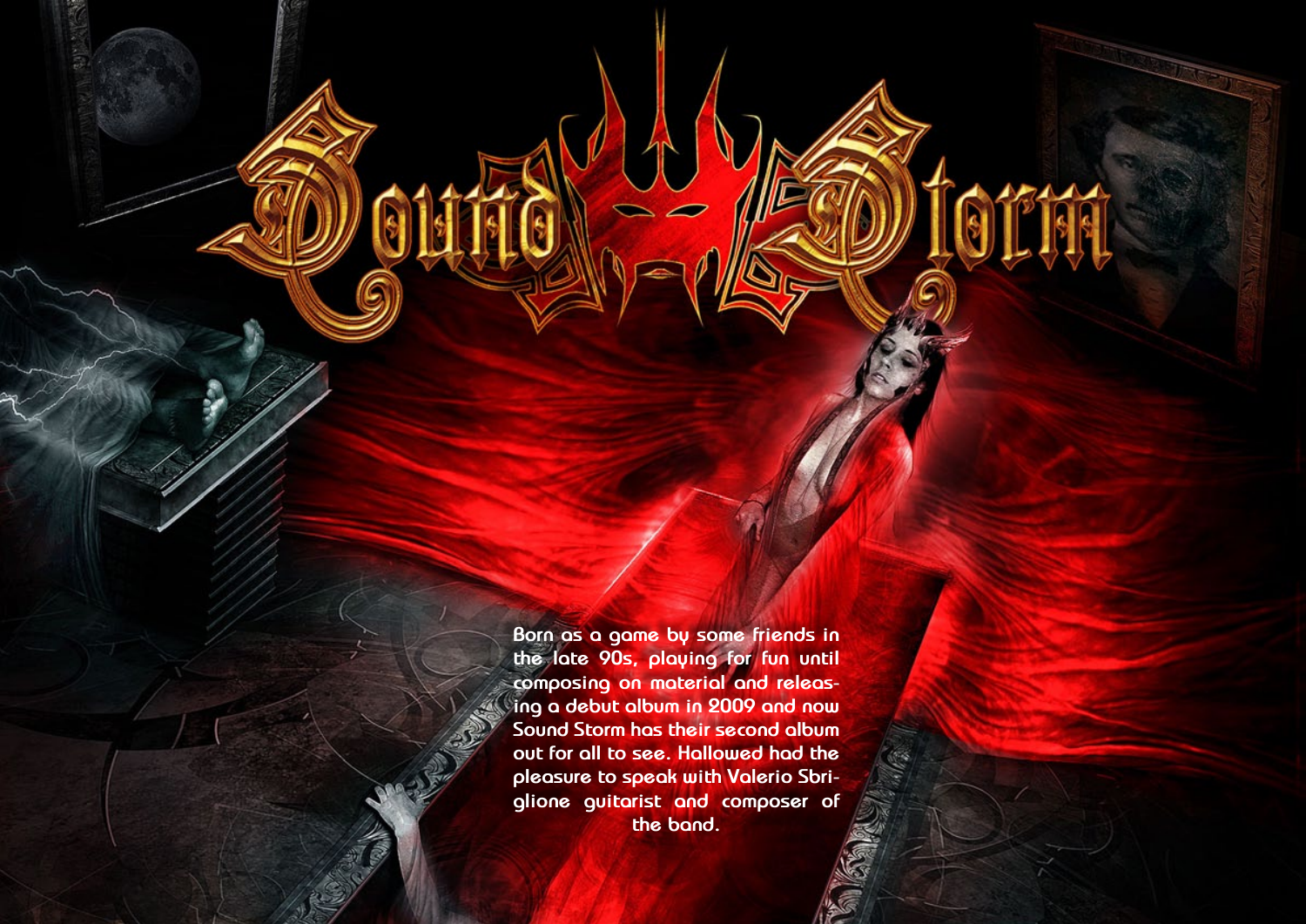# Sound Storm

Born as a game by some friends in the late 90s, playing for fun until composing on material and releasing a debut album in 2009 and now Sound Storm has their second album out for all to see. Hallowed had the pleasure to speak with Valerio Sbriglione guitarist and composer of the band.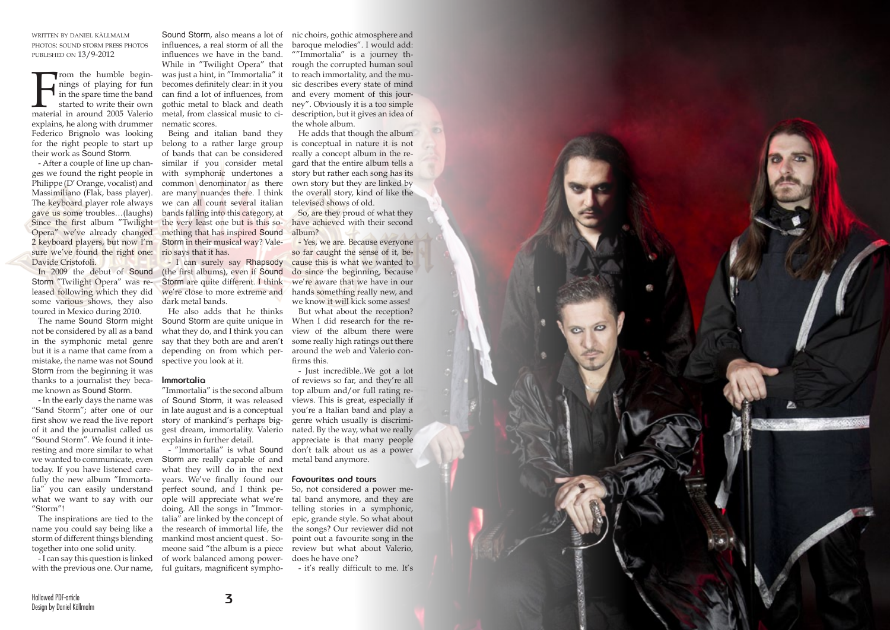WRITTEN BY DANIEL KÄLLMALM
PHOTOS: SOUND STORM PRESS PHOTOS
PUBLISHED ON 13/9-2012

From the humble beginnings of playing for fun in the spare time the band started to write their own material in around 2005 Valerio explains, he along with drummer Federico Brignolo was looking for the right people to start up their work as Sound Storm.

- After a couple of line up changes we found the right people in Philippe (D' Orange, vocalist) and Massimiliano (Flak, bass player). The keyboard player role always gave us some troubles…(laughs) Since the first album "Twilight Opera" we've already changed 2 keyboard players, but now I'm sure we've found the right one: Davide Cristofoli.

In 2009 the debut of Sound Storm "Twilight Opera" was released following which they did some various shows, they also toured in Mexico during 2010.

The name Sound Storm might not be considered by all as a band in the symphonic metal genre but it is a name that came from a mistake, the name was not Sound Storm from the beginning it was thanks to a journalist they became known as Sound Storm.

- In the early days the name was "Sand Storm"; after one of our first show we read the live report of it and the journalist called us "Sound Storm". We found it interesting and more similar to what we wanted to communicate, even today. If you have listened carefully the new album "Immortalia" you can easily understand what we want to say with our "Storm"!

The inspirations are tied to the name you could say being like a storm of different things blending together into one solid unity.

- I can say this question is linked with the previous one. Our name, Sound Storm, also means a lot of influences, a real storm of all the influences we have in the band. While in "Twilight Opera" that was just a hint, in "Immortalia" it becomes definitely clear: in it you can find a lot of influences, from gothic metal to black and death metal, from classical music to cinematic scores.

Being and italian band they belong to a rather large group of bands that can be considered similar if you consider metal with symphonic undertones a common denominator as there are many nuances there. I think we can all count several italian bands falling into this category, at the very least one but is this something that has inspired Sound Storm in their musical way? Valerio says that it has.

- I can surely say Rhapsody (the first albums), even if Sound Storm are quite different. I think we're close to more extreme and dark metal bands.

He also adds that he thinks Sound Storm are quite unique in what they do, and I think you can say that they both are and aren't depending on from which perspective you look at it.

## Immortalia

"Immortalia" is the second album of Sound Storm, it was released in late august and is a conceptual story of mankind's perhaps biggest dream, immortality. Valerio explains in further detail.

- "Immortalia" is what Sound Storm are really capable of and what they will do in the next years. We've finally found our perfect sound, and I think people will appreciate what we're doing. All the songs in "Immortalia" are linked by the concept of the research of immortal life, the mankind most ancient quest . Someone said "the album is a piece of work balanced among powerful guitars, magnificent symphonic choirs, gothic atmosphere and baroque melodies". I would add: ""Immortalia" is a journey through the corrupted human soul to reach immortality, and the music describes every state of mind and every moment of this journey". Obviously it is a too simple description, but it gives an idea of the whole album.

He adds that though the album is conceptual in nature it is not really a concept album in the regard that the entire album tells a story but rather each song has its own story but they are linked by the overall story, kind of like the televised shows of old.

So, are they proud of what they have achieved with their second album?

- Yes, we are. Because everyone so far caught the sense of it, because this is what we wanted to do since the beginning, because we're aware that we have in our hands something really new, and we know it will kick some asses!

But what about the reception? When I did research for the review of the album there were some really high ratings out there around the web and Valerio confirms this.

- Just incredible..We got a lot of reviews so far, and they're all top album and/or full rating reviews. This is great, especially if you're a Italian band and play a genre which usually is discriminated. By the way, what we really appreciate is that many people don't talk about us as a power metal band anymore.

## Favourites and tours

So, not considered a power metal band anymore, and they are telling stories in a symphonic, epic, grande style. So what about the songs? Our reviewer did not point out a favourite song in the review but what about Valerio, does he have one?

- it's really difficult to me. It's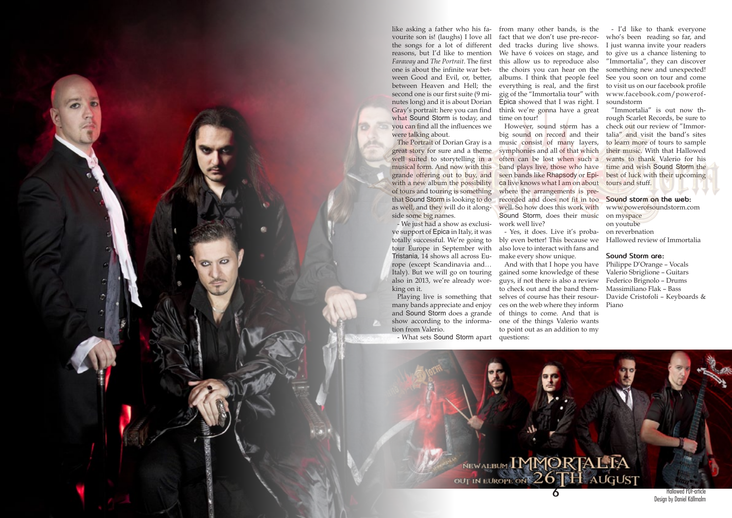like asking a father who his favourite son is! (laughs) I love all the songs for a lot of different reasons, but I'd like to mention *Faraway* and *The Portrait*. The first one is about the infinite war between Good and Evil, or, better, between Heaven and Hell; the second one is our first suite (9 minutes long) and it is about Dorian Gray's portrait: here you can find what Sound Storm is today, and you can find all the influences we were talking about.

The Portrait of Dorian Gray is a great story for sure and a theme well suited to storytelling in a musical form. And now with this grande offering out to buy, and with a new album the possibility of tours and touring is something that Sound Storm is looking to do as well, and they will do it alongside some big names.

- We just had a show as exclusive support of Epica in Italy, it was totally successful. We're going to tour Europe in September with Tristania, 14 shows all across Europe (except Scandinavia and… Italy). But we will go on touring also in 2013, we're already working on it.

Playing live is something that many bands appreciate and enjoy and Sound Storm does a grande show according to the information from Valerio.

- What sets Sound Storm apart from many other bands, is the fact that we don't use pre-recorded tracks during live shows. We have 6 voices on stage, and this allow us to reproduce also the choirs you can hear on the albums. I think that people feel everything is real, and the first gig of the "Immortalia tour" with Epica showed that I was right. I think we're gonna have a great time on tour!

However, sound storm has a big sound on record and their music consist of many layers, symphonies and all of that which often can be lost when such a band plays live, those who have seen bands like Rhapsody or Epica live knows what I am on about where the arrangements is prerecorded and does not fit in too well. So how does this work with Sound Storm, does their music work well live?

- Yes, it does. Live it's probably even better! This because we also love to interact with fans and make every show unique.

And with that I hope you have gained some knowledge of these guys, if not there is also a review to check out and the band themselves of course has their resources on the web where they inform of things to come. And that is one of the things Valerio wants to point out as an addition to my questions:

- I'd like to thank everyone who's been reading so far, and I just wanna invite your readers to give us a chance listening to "Immortalia", they can discover something new and unexpected! See you soon on tour and come to visit us on our facebook profile www.facebook.com/powerofsoundstorm

"Immortalia" is out now through Scarlet Records, be sure to check out our review of "Immortalia" and visit the band's sites to learn more of tours to sample their music. With that Hallowed wants to thank Valerio for his time and wish Sound Storm the best of luck with their upcoming tours and stuff.

### Sound storm on the web:

www.powerofsoundstorm.com
on myspace
on youtube
on reverbnation
Hallowed review of Immortalia

### Sound Storm are:

Philippe D'Orange – Vocals
Valerio Sbriglione – Guitars
Federico Brignolo – Drums
Massimiliano Flak – Bass
Davide Cristofoli – Keyboards & Piano

NEW ALBUM IMMORTALIA OUT IN EUROPE ON 26TH AUGUST

Hallowed PDF-article
Design by Daniel Källmalm